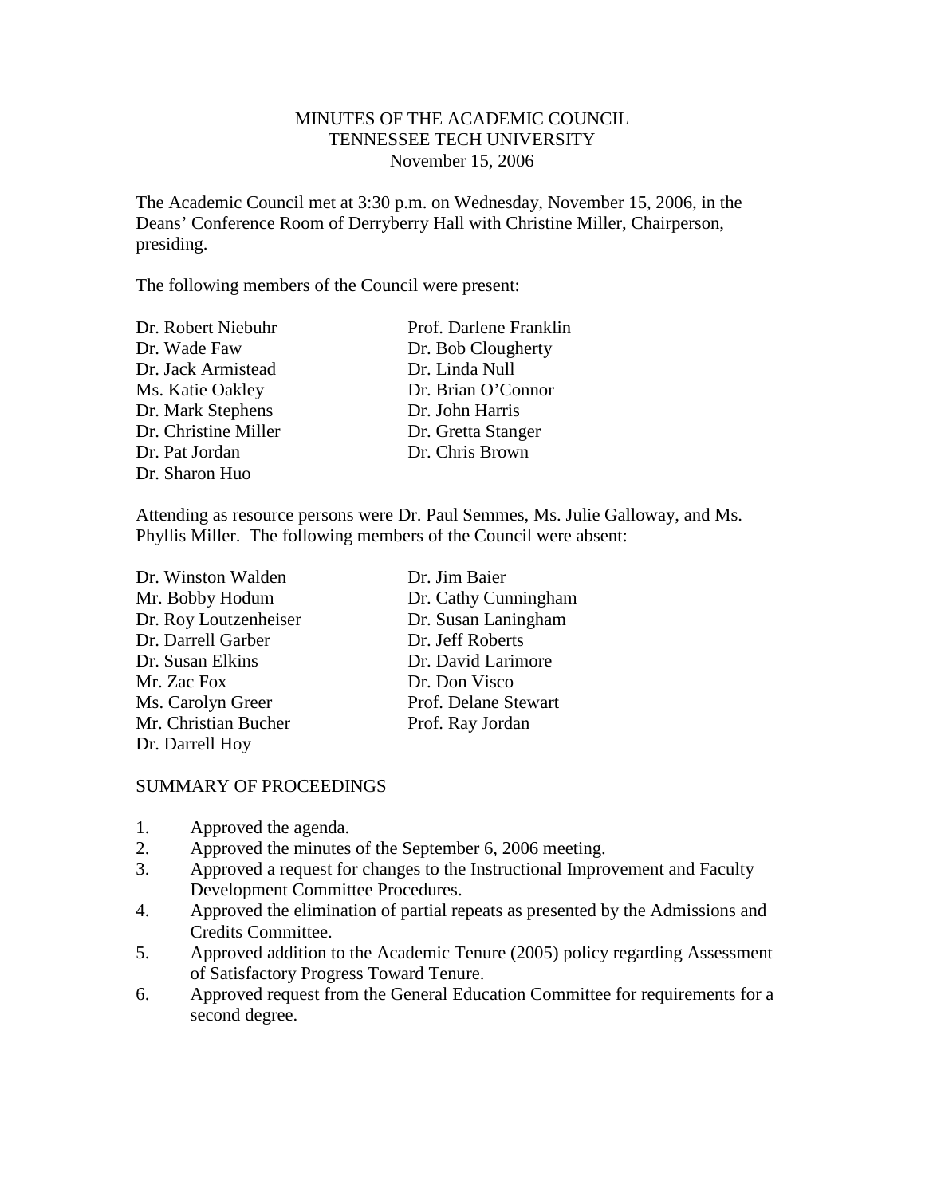MINUTES OF THE ACADEMIC COUNCIL
TENNESSEE TECH UNIVERSITY
November 15, 2006

The Academic Council met at 3:30 p.m. on Wednesday, November 15, 2006, in the Deans' Conference Room of Derryberry Hall with Christine Miller, Chairperson, presiding.

The following members of the Council were present:

Dr. Robert Niebuhr
Dr. Wade Faw
Dr. Jack Armistead
Ms. Katie Oakley
Dr. Mark Stephens
Dr. Christine Miller
Dr. Pat Jordan
Dr. Sharon Huo
Prof. Darlene Franklin
Dr. Bob Clougherty
Dr. Linda Null
Dr. Brian O'Connor
Dr. John Harris
Dr. Gretta Stanger
Dr. Chris Brown

Attending as resource persons were Dr. Paul Semmes, Ms. Julie Galloway, and Ms. Phyllis Miller. The following members of the Council were absent:

Dr. Winston Walden
Mr. Bobby Hodum
Dr. Roy Loutzenheiser
Dr. Darrell Garber
Dr. Susan Elkins
Mr. Zac Fox
Ms. Carolyn Greer
Mr. Christian Bucher
Dr. Darrell Hoy
Dr. Jim Baier
Dr. Cathy Cunningham
Dr. Susan Laningham
Dr. Jeff Roberts
Dr. David Larimore
Dr. Don Visco
Prof. Delane Stewart
Prof. Ray Jordan

SUMMARY OF PROCEEDINGS

1. Approved the agenda.
2. Approved the minutes of the September 6, 2006 meeting.
3. Approved a request for changes to the Instructional Improvement and Faculty Development Committee Procedures.
4. Approved the elimination of partial repeats as presented by the Admissions and Credits Committee.
5. Approved addition to the Academic Tenure (2005) policy regarding Assessment of Satisfactory Progress Toward Tenure.
6. Approved request from the General Education Committee for requirements for a second degree.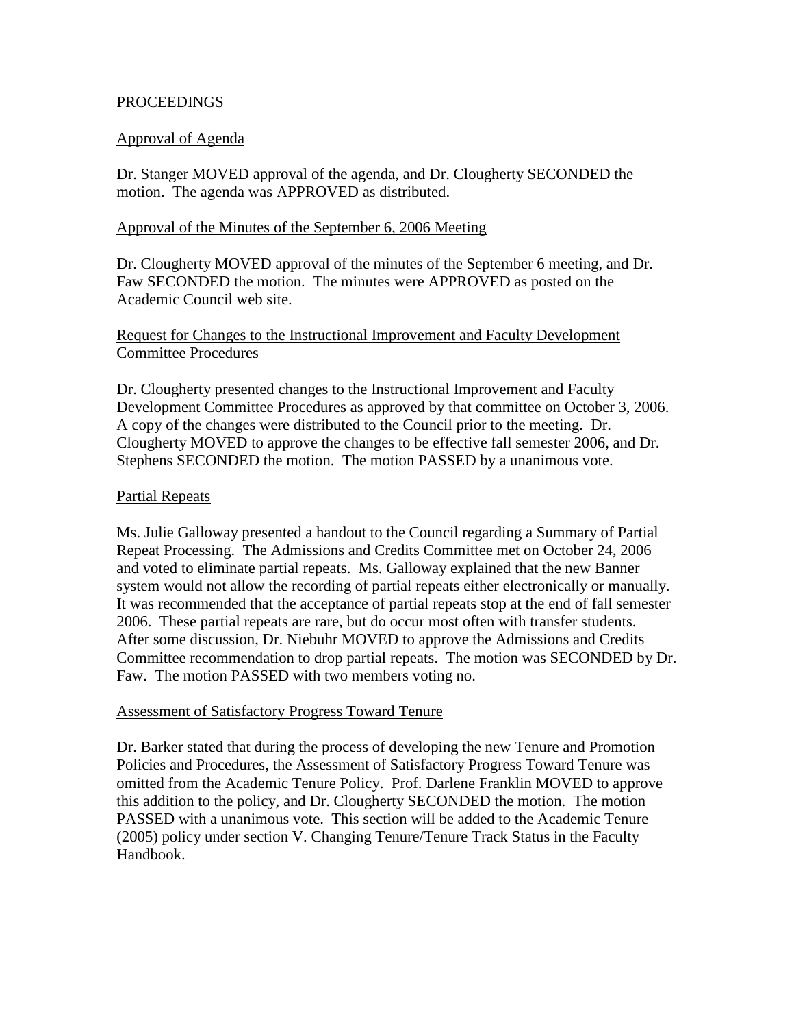PROCEEDINGS

<u>Approval of Agenda</u>

Dr. Stanger MOVED approval of the agenda, and Dr. Clougherty SECONDED the motion. The agenda was APPROVED as distributed.

<u>Approval of the Minutes of the September 6, 2006 Meeting</u>

Dr. Clougherty MOVED approval of the minutes of the September 6 meeting, and Dr. Faw SECONDED the motion. The minutes were APPROVED as posted on the Academic Council web site.

<u>Request for Changes to the Instructional Improvement and Faculty Development Committee Procedures</u>

Dr. Clougherty presented changes to the Instructional Improvement and Faculty Development Committee Procedures as approved by that committee on October 3, 2006. A copy of the changes were distributed to the Council prior to the meeting. Dr. Clougherty MOVED to approve the changes to be effective fall semester 2006, and Dr. Stephens SECONDED the motion. The motion PASSED by a unanimous vote.

<u>Partial Repeats</u>

Ms. Julie Galloway presented a handout to the Council regarding a Summary of Partial Repeat Processing. The Admissions and Credits Committee met on October 24, 2006 and voted to eliminate partial repeats. Ms. Galloway explained that the new Banner system would not allow the recording of partial repeats either electronically or manually. It was recommended that the acceptance of partial repeats stop at the end of fall semester 2006. These partial repeats are rare, but do occur most often with transfer students. After some discussion, Dr. Niebuhr MOVED to approve the Admissions and Credits Committee recommendation to drop partial repeats. The motion was SECONDED by Dr. Faw. The motion PASSED with two members voting no.

<u>Assessment of Satisfactory Progress Toward Tenure</u>

Dr. Barker stated that during the process of developing the new Tenure and Promotion Policies and Procedures, the Assessment of Satisfactory Progress Toward Tenure was omitted from the Academic Tenure Policy. Prof. Darlene Franklin MOVED to approve this addition to the policy, and Dr. Clougherty SECONDED the motion. The motion PASSED with a unanimous vote. This section will be added to the Academic Tenure (2005) policy under section V. Changing Tenure/Tenure Track Status in the Faculty Handbook.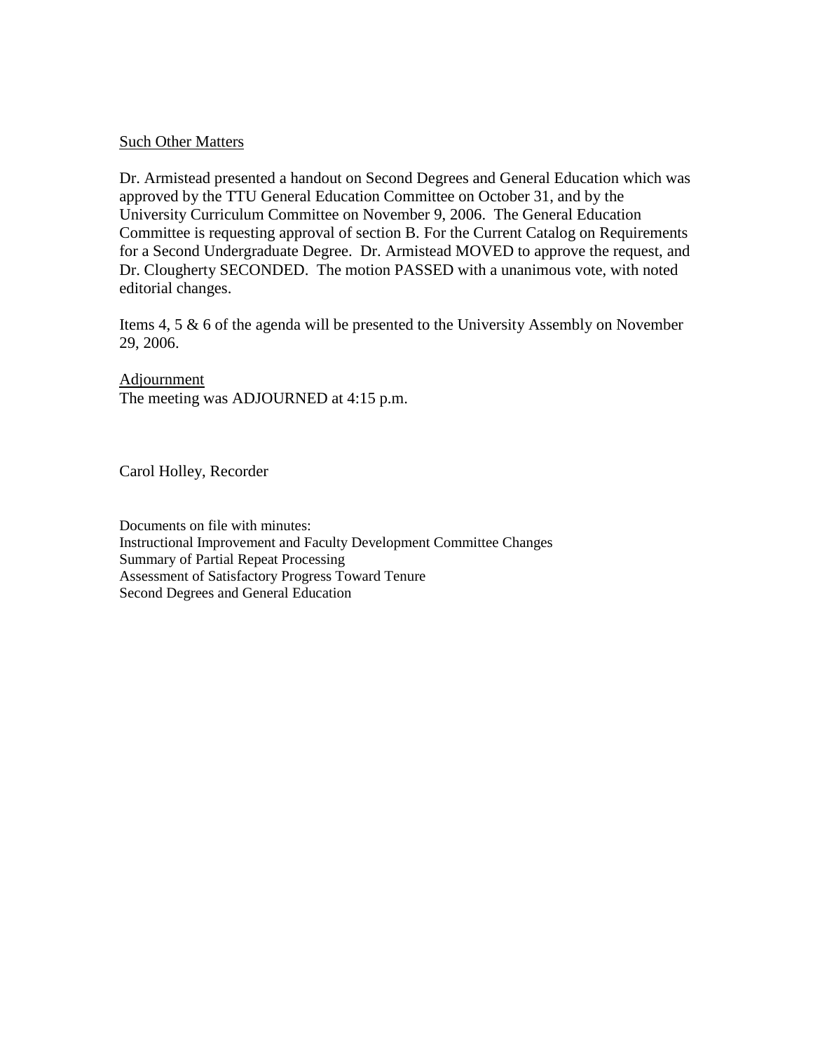Such Other Matters

Dr. Armistead presented a handout on Second Degrees and General Education which was approved by the TTU General Education Committee on October 31, and by the University Curriculum Committee on November 9, 2006. The General Education Committee is requesting approval of section B. For the Current Catalog on Requirements for a Second Undergraduate Degree. Dr. Armistead MOVED to approve the request, and Dr. Clougherty SECONDED. The motion PASSED with a unanimous vote, with noted editorial changes.

Items 4, 5 & 6 of the agenda will be presented to the University Assembly on November 29, 2006.

Adjournment

The meeting was ADJOURNED at 4:15 p.m.

Carol Holley, Recorder

Documents on file with minutes:
Instructional Improvement and Faculty Development Committee Changes
Summary of Partial Repeat Processing
Assessment of Satisfactory Progress Toward Tenure
Second Degrees and General Education